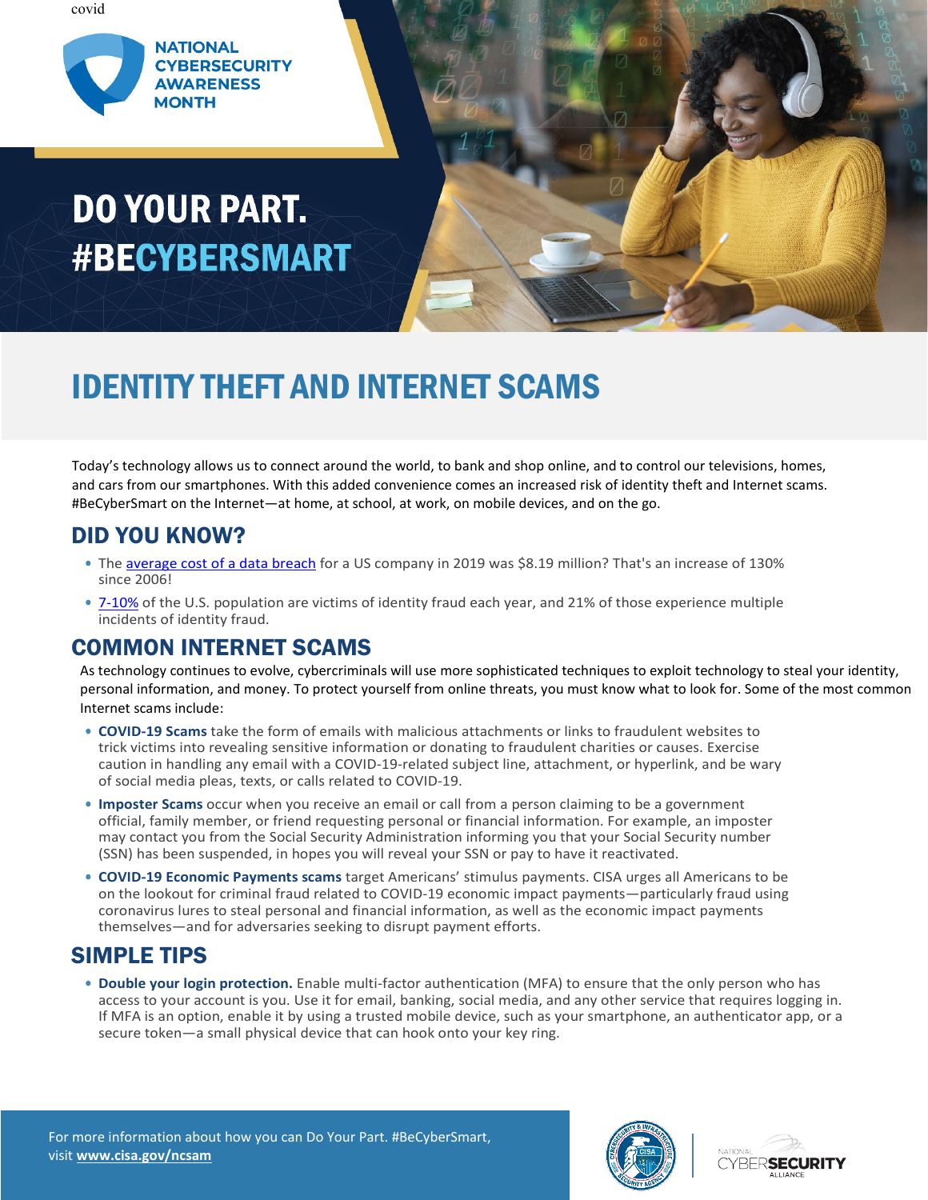covid

NATIONAL CYBERSECURITY AWARENESS MONTH

# DO YOUR PART. #BECYBERSMART

# IDENTITY THEFT AND INTERNET SCAMS

Today's technology allows us to connect around the world, to bank and shop online, and to control our televisions, homes, and cars from our smartphones. With this added convenience comes an increased risk of identity theft and Internet scams. #BeCyberSmart on the Internet—at home, at school, at work, on mobile devices, and on the go.

## DID YOU KNOW?

- The average cost of a data breach for a US company in 2019 was $8.19 million? That's an increase of 130% since 2006!
- 7-10% of the U.S. population are victims of identity fraud each year, and 21% of those experience multiple incidents of identity fraud.

## COMMON INTERNET SCAMS

As technology continues to evolve, cybercriminals will use more sophisticated techniques to exploit technology to steal your identity, personal information, and money. To protect yourself from online threats, you must know what to look for. Some of the most common Internet scams include:

- **COVID-19 Scams** take the form of emails with malicious attachments or links to fraudulent websites to trick victims into revealing sensitive information or donating to fraudulent charities or causes. Exercise caution in handling any email with a COVID-19-related subject line, attachment, or hyperlink, and be wary of social media pleas, texts, or calls related to COVID-19.
- **Imposter Scams** occur when you receive an email or call from a person claiming to be a government official, family member, or friend requesting personal or financial information. For example, an imposter may contact you from the Social Security Administration informing you that your Social Security number (SSN) has been suspended, in hopes you will reveal your SSN or pay to have it reactivated.
- **COVID-19 Economic Payments scams** target Americans' stimulus payments. CISA urges all Americans to be on the lookout for criminal fraud related to COVID-19 economic impact payments—particularly fraud using coronavirus lures to steal personal and financial information, as well as the economic impact payments themselves—and for adversaries seeking to disrupt payment efforts.

## SIMPLE TIPS

- **Double your login protection.** Enable multi-factor authentication (MFA) to ensure that the only person who has access to your account is you. Use it for email, banking, social media, and any other service that requires logging in. If MFA is an option, enable it by using a trusted mobile device, such as your smartphone, an authenticator app, or a secure token—a small physical device that can hook onto your key ring.

For more information about how you can Do Your Part. #BeCyberSmart, visit **www.cisa.gov/ncsam**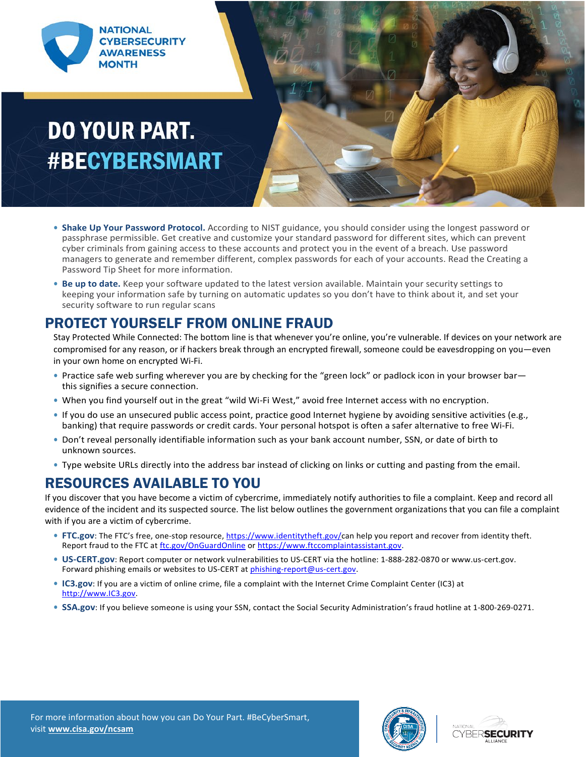NATIONAL CYBERSECURITY AWARENESS MONTH

# DO YOUR PART. #BECYBERSMART

- **Shake Up Your Password Protocol.** According to NIST guidance, you should consider using the longest password or passphrase permissible. Get creative and customize your standard password for different sites, which can prevent cyber criminals from gaining access to these accounts and protect you in the event of a breach. Use password managers to generate and remember different, complex passwords for each of your accounts. Read the Creating a Password Tip Sheet for more information.
- **Be up to date.** Keep your software updated to the latest version available. Maintain your security settings to keeping your information safe by turning on automatic updates so you don't have to think about it, and set your security software to run regular scans

## PROTECT YOURSELF FROM ONLINE FRAUD

Stay Protected While Connected: The bottom line is that whenever you're online, you're vulnerable. If devices on your network are compromised for any reason, or if hackers break through an encrypted firewall, someone could be eavesdropping on you—even in your own home on encrypted Wi-Fi.

- Practice safe web surfing wherever you are by checking for the "green lock" or padlock icon in your browser bar—this signifies a secure connection.
- When you find yourself out in the great "wild Wi-Fi West," avoid free Internet access with no encryption.
- If you do use an unsecured public access point, practice good Internet hygiene by avoiding sensitive activities (e.g., banking) that require passwords or credit cards. Your personal hotspot is often a safer alternative to free Wi-Fi.
- Don't reveal personally identifiable information such as your bank account number, SSN, or date of birth to unknown sources.
- Type website URLs directly into the address bar instead of clicking on links or cutting and pasting from the email.

## RESOURCES AVAILABLE TO YOU

If you discover that you have become a victim of cybercrime, immediately notify authorities to file a complaint. Keep and record all evidence of the incident and its suspected source. The list below outlines the government organizations that you can file a complaint with if you are a victim of cybercrime.

- **FTC.gov**: The FTC's free, one-stop resource, https://www.identitytheft.gov/can help you report and recover from identity theft. Report fraud to the FTC at ftc.gov/OnGuardOnline or https://www.ftccomplaintassistant.gov.
- **US-CERT.gov**: Report computer or network vulnerabilities to US-CERT via the hotline: 1-888-282-0870 or www.us-cert.gov. Forward phishing emails or websites to US-CERT at phishing-report@us-cert.gov.
- **IC3.gov**: If you are a victim of online crime, file a complaint with the Internet Crime Complaint Center (IC3) at http://www.IC3.gov.
- **SSA.gov**: If you believe someone is using your SSN, contact the Social Security Administration's fraud hotline at 1-800-269-0271.

For more information about how you can Do Your Part. #BeCyberSmart, visit **www.cisa.gov/ncsam**